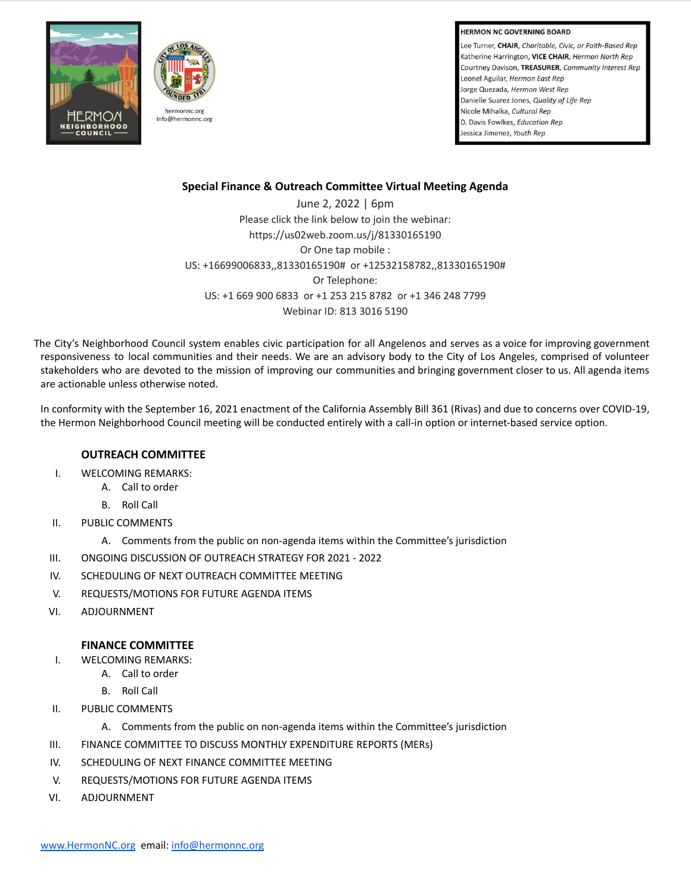hermonnc.org
info@hermonnc.org

**HERMON NC GOVERNING BOARD**

Lee Turner, **CHAIR**, *Charitable, Civic, or Faith-Based Rep*
Katherine Harrington, **VICE CHAIR**, *Hermon North Rep*
Courtney Davison, **TREASURER**, *Community Interest Rep*
Leonel Aguilar, *Hermon East Rep*
Jorge Quezada, *Hermon West Rep*
Danielle Suarez Jones, *Quality of Life Rep*
Nicole Mihalka, *Cultural Rep*
D. Davis Fowlkes, *Education Rep*
Jessica Jimenez, *Youth Rep*

# Special Finance & Outreach Committee Virtual Meeting Agenda

June 2, 2022 | 6pm
Please click the link below to join the webinar:
https://us02web.zoom.us/j/81330165190
Or One tap mobile :
US: +16699006833,,81330165190# or +12532158782,,81330165190#
Or Telephone:
US: +1 669 900 6833 or +1 253 215 8782 or +1 346 248 7799
Webinar ID: 813 3016 5190

The City's Neighborhood Council system enables civic participation for all Angelenos and serves as a voice for improving government responsiveness to local communities and their needs. We are an advisory body to the City of Los Angeles, comprised of volunteer stakeholders who are devoted to the mission of improving our communities and bringing government closer to us. All agenda items are actionable unless otherwise noted.

In conformity with the September 16, 2021 enactment of the California Assembly Bill 361 (Rivas) and due to concerns over COVID-19, the Hermon Neighborhood Council meeting will be conducted entirely with a call-in option or internet-based service option.

## OUTREACH COMMITTEE

I. WELCOMING REMARKS:
   A. Call to order
   B. Roll Call
II. PUBLIC COMMENTS
   A. Comments from the public on non-agenda items within the Committee's jurisdiction
III. ONGOING DISCUSSION OF OUTREACH STRATEGY FOR 2021 - 2022
IV. SCHEDULING OF NEXT OUTREACH COMMITTEE MEETING
V. REQUESTS/MOTIONS FOR FUTURE AGENDA ITEMS
VI. ADJOURNMENT

## FINANCE COMMITTEE

I. WELCOMING REMARKS:
   A. Call to order
   B. Roll Call
II. PUBLIC COMMENTS
   A. Comments from the public on non-agenda items within the Committee's jurisdiction
III. FINANCE COMMITTEE TO DISCUSS MONTHLY EXPENDITURE REPORTS (MERs)
IV. SCHEDULING OF NEXT FINANCE COMMITTEE MEETING
V. REQUESTS/MOTIONS FOR FUTURE AGENDA ITEMS
VI. ADJOURNMENT

www.HermonNC.org email: info@hermonnc.org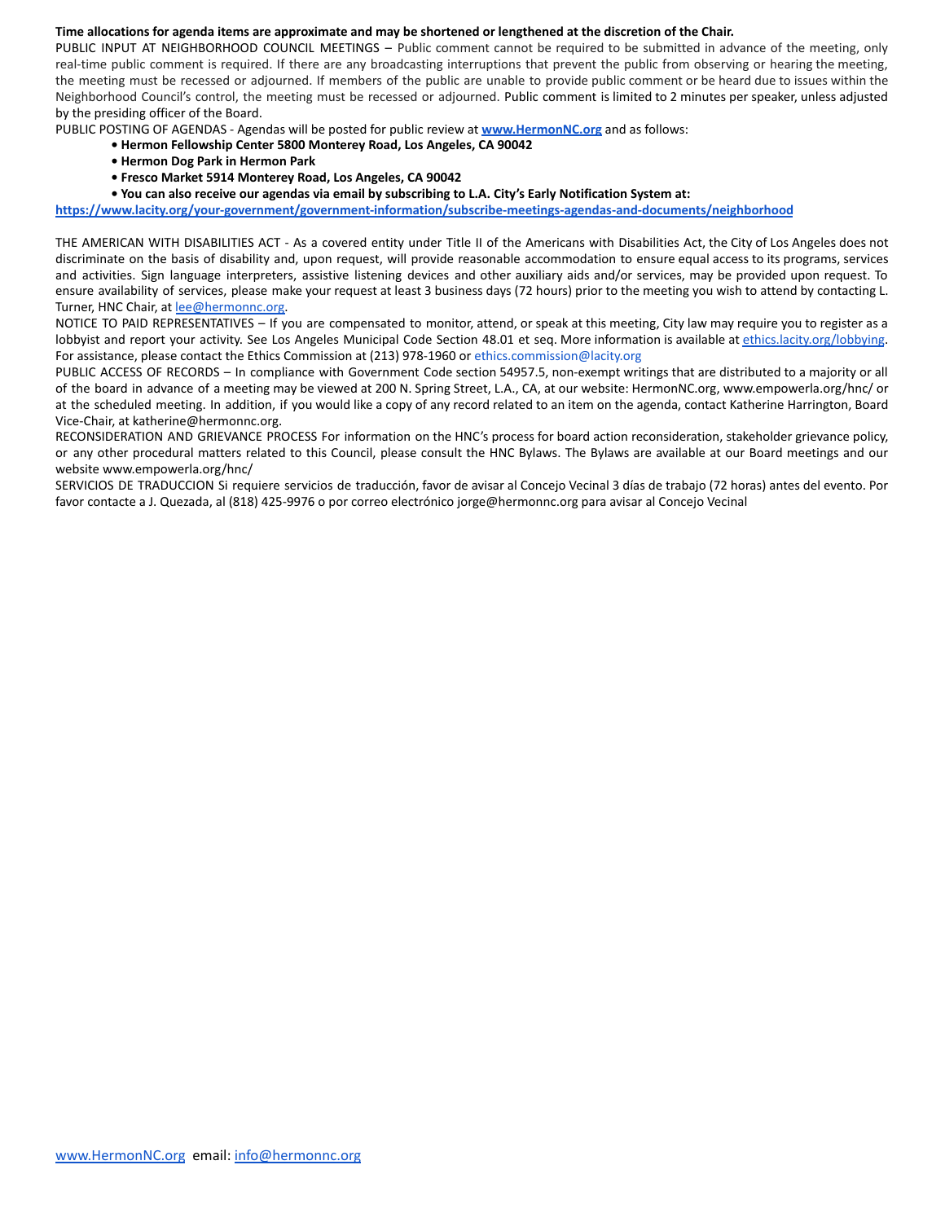**Time allocations for agenda items are approximate and may be shortened or lengthened at the discretion of the Chair.**

PUBLIC INPUT AT NEIGHBORHOOD COUNCIL MEETINGS – Public comment cannot be required to be submitted in advance of the meeting, only real-time public comment is required. If there are any broadcasting interruptions that prevent the public from observing or hearing the meeting, the meeting must be recessed or adjourned. If members of the public are unable to provide public comment or be heard due to issues within the Neighborhood Council's control, the meeting must be recessed or adjourned. Public comment is limited to 2 minutes per speaker, unless adjusted by the presiding officer of the Board.

PUBLIC POSTING OF AGENDAS - Agendas will be posted for public review at **[www.HermonNC.org](http://www.HermonNC.org)** and as follows:

- **Hermon Fellowship Center 5800 Monterey Road, Los Angeles, CA 90042**
- **Hermon Dog Park in Hermon Park**
- **Fresco Market 5914 Monterey Road, Los Angeles, CA 90042**
- **You can also receive our agendas via email by subscribing to L.A. City's Early Notification System at:**

**https://www.lacity.org/your-government/government-information/subscribe-meetings-agendas-and-documents/neighborhood**

THE AMERICAN WITH DISABILITIES ACT - As a covered entity under Title II of the Americans with Disabilities Act, the City of Los Angeles does not discriminate on the basis of disability and, upon request, will provide reasonable accommodation to ensure equal access to its programs, services and activities. Sign language interpreters, assistive listening devices and other auxiliary aids and/or services, may be provided upon request. To ensure availability of services, please make your request at least 3 business days (72 hours) prior to the meeting you wish to attend by contacting L. Turner, HNC Chair, at lee@hermonnc.org.

NOTICE TO PAID REPRESENTATIVES – If you are compensated to monitor, attend, or speak at this meeting, City law may require you to register as a lobbyist and report your activity. See Los Angeles Municipal Code Section 48.01 et seq. More information is available at ethics.lacity.org/lobbying. For assistance, please contact the Ethics Commission at (213) 978-1960 or ethics.commission@lacity.org

PUBLIC ACCESS OF RECORDS – In compliance with Government Code section 54957.5, non-exempt writings that are distributed to a majority or all of the board in advance of a meeting may be viewed at 200 N. Spring Street, L.A., CA, at our website: HermonNC.org, www.empowerla.org/hnc/ or at the scheduled meeting. In addition, if you would like a copy of any record related to an item on the agenda, contact Katherine Harrington, Board Vice-Chair, at katherine@hermonnc.org.

RECONSIDERATION AND GRIEVANCE PROCESS For information on the HNC's process for board action reconsideration, stakeholder grievance policy, or any other procedural matters related to this Council, please consult the HNC Bylaws. The Bylaws are available at our Board meetings and our website www.empowerla.org/hnc/

SERVICIOS DE TRADUCCION Si requiere servicios de traducción, favor de avisar al Concejo Vecinal 3 días de trabajo (72 horas) antes del evento. Por favor contacte a J. Quezada, al (818) 425-9976 o por correo electrónico jorge@hermonnc.org para avisar al Concejo Vecinal

www.HermonNC.org email: info@hermonnc.org